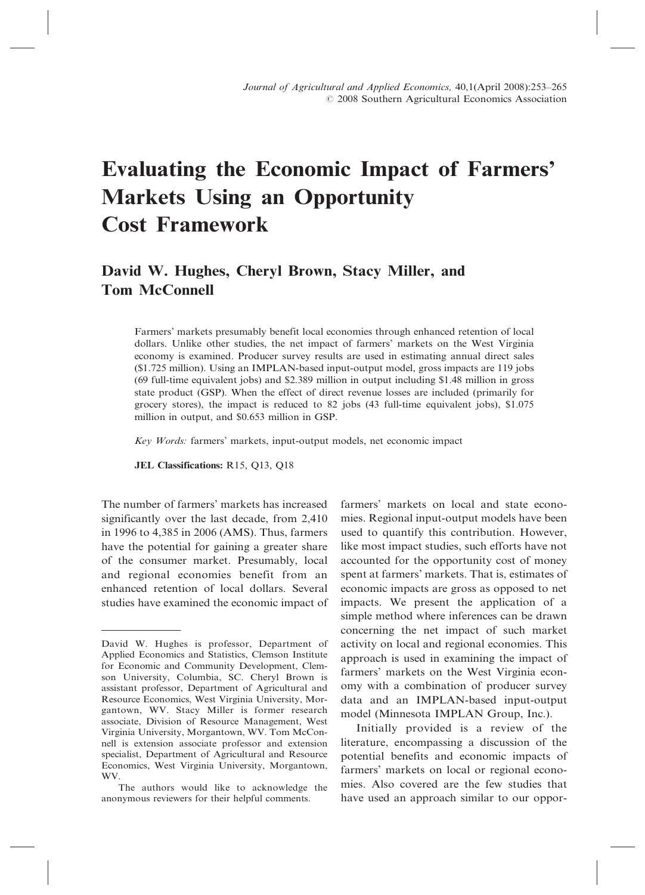# Evaluating the Economic Impact of Farmers' Markets Using an Opportunity Cost Framework

**David W. Hughes, Cheryl Brown, Stacy Miller, and Tom McConnell**

Farmers' markets presumably benefit local economies through enhanced retention of local dollars. Unlike other studies, the net impact of farmers' markets on the West Virginia economy is examined. Producer survey results are used in estimating annual direct sales ($1.725 million). Using an IMPLAN-based input-output model, gross impacts are 119 jobs (69 full-time equivalent jobs) and $2.389 million in output including $1.48 million in gross state product (GSP). When the effect of direct revenue losses are included (primarily for grocery stores), the impact is reduced to 82 jobs (43 full-time equivalent jobs), $1.075 million in output, and $0.653 million in GSP.

*Key Words:* farmers' markets, input-output models, net economic impact

**JEL Classifications:** R15, Q13, Q18

The number of farmers' markets has increased significantly over the last decade, from 2,410 in 1996 to 4,385 in 2006 (AMS). Thus, farmers have the potential for gaining a greater share of the consumer market. Presumably, local and regional economies benefit from an enhanced retention of local dollars. Several studies have examined the economic impact of farmers' markets on local and state economies. Regional input-output models have been used to quantify this contribution. However, like most impact studies, such efforts have not accounted for the opportunity cost of money spent at farmers' markets. That is, estimates of economic impacts are gross as opposed to net impacts. We present the application of a simple method where inferences can be drawn concerning the net impact of such market activity on local and regional economies. This approach is used in examining the impact of farmers' markets on the West Virginia economy with a combination of producer survey data and an IMPLAN-based input-output model (Minnesota IMPLAN Group, Inc.).

Initially provided is a review of the literature, encompassing a discussion of the potential benefits and economic impacts of farmers' markets on local or regional economies. Also covered are the few studies that have used an approach similar to our oppor-

---

David W. Hughes is professor, Department of Applied Economics and Statistics, Clemson Institute for Economic and Community Development, Clemson University, Columbia, SC. Cheryl Brown is assistant professor, Department of Agricultural and Resource Economics, West Virginia University, Morgantown, WV. Stacy Miller is former research associate, Division of Resource Management, West Virginia University, Morgantown, WV. Tom McConnell is extension associate professor and extension specialist, Department of Agricultural and Resource Economics, West Virginia University, Morgantown, WV.

The authors would like to acknowledge the anonymous reviewers for their helpful comments.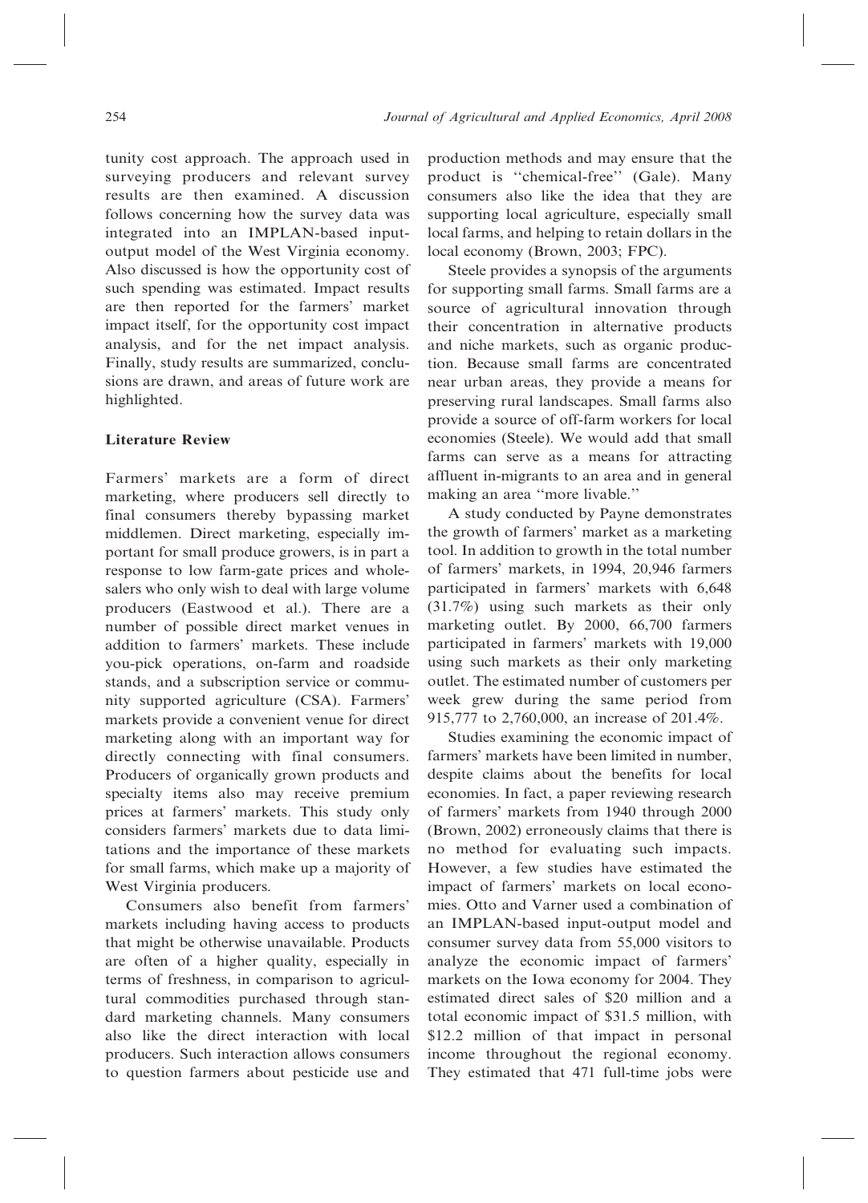tunity cost approach. The approach used in surveying producers and relevant survey results are then examined. A discussion follows concerning how the survey data was integrated into an IMPLAN-based input-output model of the West Virginia economy. Also discussed is how the opportunity cost of such spending was estimated. Impact results are then reported for the farmers' market impact itself, for the opportunity cost impact analysis, and for the net impact analysis. Finally, study results are summarized, conclusions are drawn, and areas of future work are highlighted.

## Literature Review

Farmers' markets are a form of direct marketing, where producers sell directly to final consumers thereby bypassing market middlemen. Direct marketing, especially important for small produce growers, is in part a response to low farm-gate prices and wholesalers who only wish to deal with large volume producers (Eastwood et al.). There are a number of possible direct market venues in addition to farmers' markets. These include you-pick operations, on-farm and roadside stands, and a subscription service or community supported agriculture (CSA). Farmers' markets provide a convenient venue for direct marketing along with an important way for directly connecting with final consumers. Producers of organically grown products and specialty items also may receive premium prices at farmers' markets. This study only considers farmers' markets due to data limitations and the importance of these markets for small farms, which make up a majority of West Virginia producers.

Consumers also benefit from farmers' markets including having access to products that might be otherwise unavailable. Products are often of a higher quality, especially in terms of freshness, in comparison to agricultural commodities purchased through standard marketing channels. Many consumers also like the direct interaction with local producers. Such interaction allows consumers to question farmers about pesticide use and production methods and may ensure that the product is ''chemical-free'' (Gale). Many consumers also like the idea that they are supporting local agriculture, especially small local farms, and helping to retain dollars in the local economy (Brown, 2003; FPC).

Steele provides a synopsis of the arguments for supporting small farms. Small farms are a source of agricultural innovation through their concentration in alternative products and niche markets, such as organic production. Because small farms are concentrated near urban areas, they provide a means for preserving rural landscapes. Small farms also provide a source of off-farm workers for local economies (Steele). We would add that small farms can serve as a means for attracting affluent in-migrants to an area and in general making an area ''more livable.''

A study conducted by Payne demonstrates the growth of farmers' market as a marketing tool. In addition to growth in the total number of farmers' markets, in 1994, 20,946 farmers participated in farmers' markets with 6,648 (31.7%) using such markets as their only marketing outlet. By 2000, 66,700 farmers participated in farmers' markets with 19,000 using such markets as their only marketing outlet. The estimated number of customers per week grew during the same period from 915,777 to 2,760,000, an increase of 201.4%.

Studies examining the economic impact of farmers' markets have been limited in number, despite claims about the benefits for local economies. In fact, a paper reviewing research of farmers' markets from 1940 through 2000 (Brown, 2002) erroneously claims that there is no method for evaluating such impacts. However, a few studies have estimated the impact of farmers' markets on local economies. Otto and Varner used a combination of an IMPLAN-based input-output model and consumer survey data from 55,000 visitors to analyze the economic impact of farmers' markets on the Iowa economy for 2004. They estimated direct sales of $20 million and a total economic impact of $31.5 million, with $12.2 million of that impact in personal income throughout the regional economy. They estimated that 471 full-time jobs were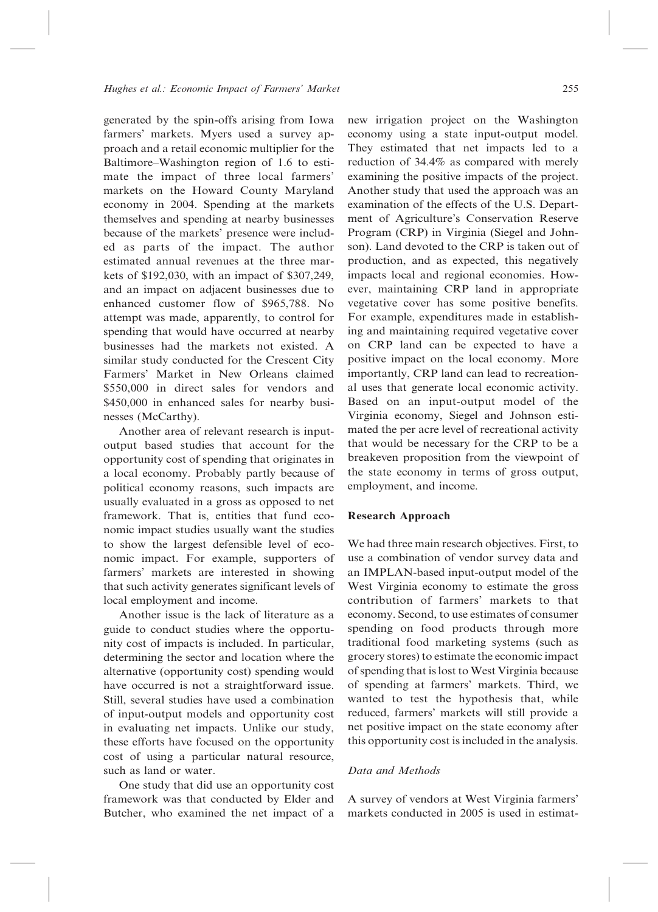generated by the spin-offs arising from Iowa farmers' markets. Myers used a survey approach and a retail economic multiplier for the Baltimore–Washington region of 1.6 to estimate the impact of three local farmers' markets on the Howard County Maryland economy in 2004. Spending at the markets themselves and spending at nearby businesses because of the markets' presence were included as parts of the impact. The author estimated annual revenues at the three markets of $192,030, with an impact of $307,249, and an impact on adjacent businesses due to enhanced customer flow of $965,788. No attempt was made, apparently, to control for spending that would have occurred at nearby businesses had the markets not existed. A similar study conducted for the Crescent City Farmers' Market in New Orleans claimed $550,000 in direct sales for vendors and $450,000 in enhanced sales for nearby businesses (McCarthy).

Another area of relevant research is input-output based studies that account for the opportunity cost of spending that originates in a local economy. Probably partly because of political economy reasons, such impacts are usually evaluated in a gross as opposed to net framework. That is, entities that fund economic impact studies usually want the studies to show the largest defensible level of economic impact. For example, supporters of farmers' markets are interested in showing that such activity generates significant levels of local employment and income.

Another issue is the lack of literature as a guide to conduct studies where the opportunity cost of impacts is included. In particular, determining the sector and location where the alternative (opportunity cost) spending would have occurred is not a straightforward issue. Still, several studies have used a combination of input-output models and opportunity cost in evaluating net impacts. Unlike our study, these efforts have focused on the opportunity cost of using a particular natural resource, such as land or water.

One study that did use an opportunity cost framework was that conducted by Elder and Butcher, who examined the net impact of a new irrigation project on the Washington economy using a state input-output model. They estimated that net impacts led to a reduction of 34.4% as compared with merely examining the positive impacts of the project. Another study that used the approach was an examination of the effects of the U.S. Department of Agriculture's Conservation Reserve Program (CRP) in Virginia (Siegel and Johnson). Land devoted to the CRP is taken out of production, and as expected, this negatively impacts local and regional economies. However, maintaining CRP land in appropriate vegetative cover has some positive benefits. For example, expenditures made in establishing and maintaining required vegetative cover on CRP land can be expected to have a positive impact on the local economy. More importantly, CRP land can lead to recreational uses that generate local economic activity. Based on an input-output model of the Virginia economy, Siegel and Johnson estimated the per acre level of recreational activity that would be necessary for the CRP to be a breakeven proposition from the viewpoint of the state economy in terms of gross output, employment, and income.

## Research Approach

We had three main research objectives. First, to use a combination of vendor survey data and an IMPLAN-based input-output model of the West Virginia economy to estimate the gross contribution of farmers' markets to that economy. Second, to use estimates of consumer spending on food products through more traditional food marketing systems (such as grocery stores) to estimate the economic impact of spending that is lost to West Virginia because of spending at farmers' markets. Third, we wanted to test the hypothesis that, while reduced, farmers' markets will still provide a net positive impact on the state economy after this opportunity cost is included in the analysis.

### *Data and Methods*

A survey of vendors at West Virginia farmers' markets conducted in 2005 is used in estimat-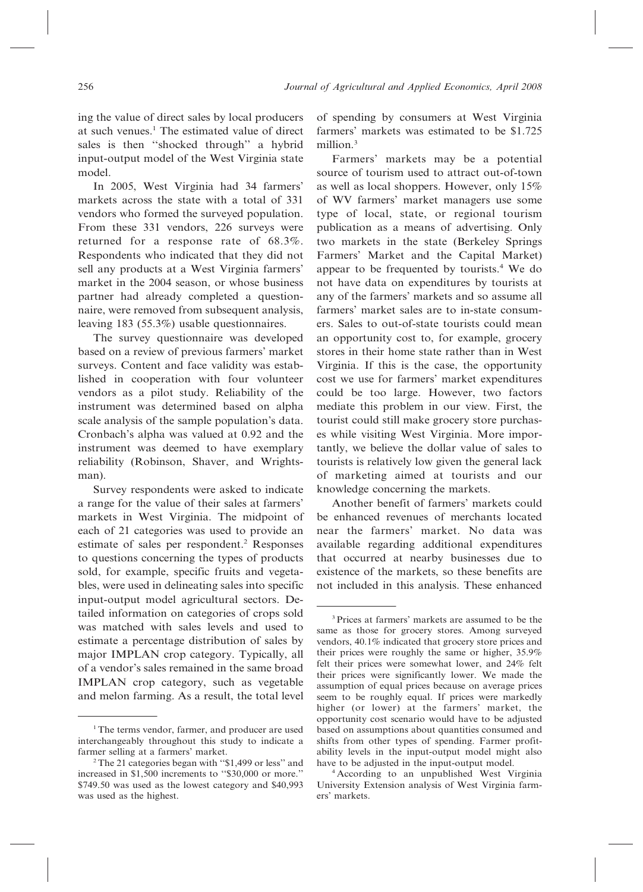ing the value of direct sales by local producers at such venues.[1] The estimated value of direct sales is then ''shocked through'' a hybrid input-output model of the West Virginia state model.

In 2005, West Virginia had 34 farmers' markets across the state with a total of 331 vendors who formed the surveyed population. From these 331 vendors, 226 surveys were returned for a response rate of 68.3%. Respondents who indicated that they did not sell any products at a West Virginia farmers' market in the 2004 season, or whose business partner had already completed a questionnaire, were removed from subsequent analysis, leaving 183 (55.3%) usable questionnaires.

The survey questionnaire was developed based on a review of previous farmers' market surveys. Content and face validity was established in cooperation with four volunteer vendors as a pilot study. Reliability of the instrument was determined based on alpha scale analysis of the sample population's data. Cronbach's alpha was valued at 0.92 and the instrument was deemed to have exemplary reliability (Robinson, Shaver, and Wrightsman).

Survey respondents were asked to indicate a range for the value of their sales at farmers' markets in West Virginia. The midpoint of each of 21 categories was used to provide an estimate of sales per respondent.[2] Responses to questions concerning the types of products sold, for example, specific fruits and vegetables, were used in delineating sales into specific input-output model agricultural sectors. Detailed information on categories of crops sold was matched with sales levels and used to estimate a percentage distribution of sales by major IMPLAN crop category. Typically, all of a vendor's sales remained in the same broad IMPLAN crop category, such as vegetable and melon farming. As a result, the total level of spending by consumers at West Virginia farmers' markets was estimated to be $1.725 million.[3]

Farmers' markets may be a potential source of tourism used to attract out-of-town as well as local shoppers. However, only 15% of WV farmers' market managers use some type of local, state, or regional tourism publication as a means of advertising. Only two markets in the state (Berkeley Springs Farmers' Market and the Capital Market) appear to be frequented by tourists.[4] We do not have data on expenditures by tourists at any of the farmers' markets and so assume all farmers' market sales are to in-state consumers. Sales to out-of-state tourists could mean an opportunity cost to, for example, grocery stores in their home state rather than in West Virginia. If this is the case, the opportunity cost we use for farmers' market expenditures could be too large. However, two factors mediate this problem in our view. First, the tourist could still make grocery store purchases while visiting West Virginia. More importantly, we believe the dollar value of sales to tourists is relatively low given the general lack of marketing aimed at tourists and our knowledge concerning the markets.

Another benefit of farmers' markets could be enhanced revenues of merchants located near the farmers' market. No data was available regarding additional expenditures that occurred at nearby businesses due to existence of the markets, so these benefits are not included in this analysis. These enhanced

---

[1] The terms vendor, farmer, and producer are used interchangeably throughout this study to indicate a farmer selling at a farmers' market.

[2] The 21 categories began with ''$1,499 or less'' and increased in $1,500 increments to ''$30,000 or more.'' $749.50 was used as the lowest category and $40,993 was used as the highest.

[3] Prices at farmers' markets are assumed to be the same as those for grocery stores. Among surveyed vendors, 40.1% indicated that grocery store prices and their prices were roughly the same or higher, 35.9% felt their prices were somewhat lower, and 24% felt their prices were significantly lower. We made the assumption of equal prices because on average prices seem to be roughly equal. If prices were markedly higher (or lower) at the farmers' market, the opportunity cost scenario would have to be adjusted based on assumptions about quantities consumed and shifts from other types of spending. Farmer profitability levels in the input-output model might also have to be adjusted in the input-output model.

[4] According to an unpublished West Virginia University Extension analysis of West Virginia farmers' markets.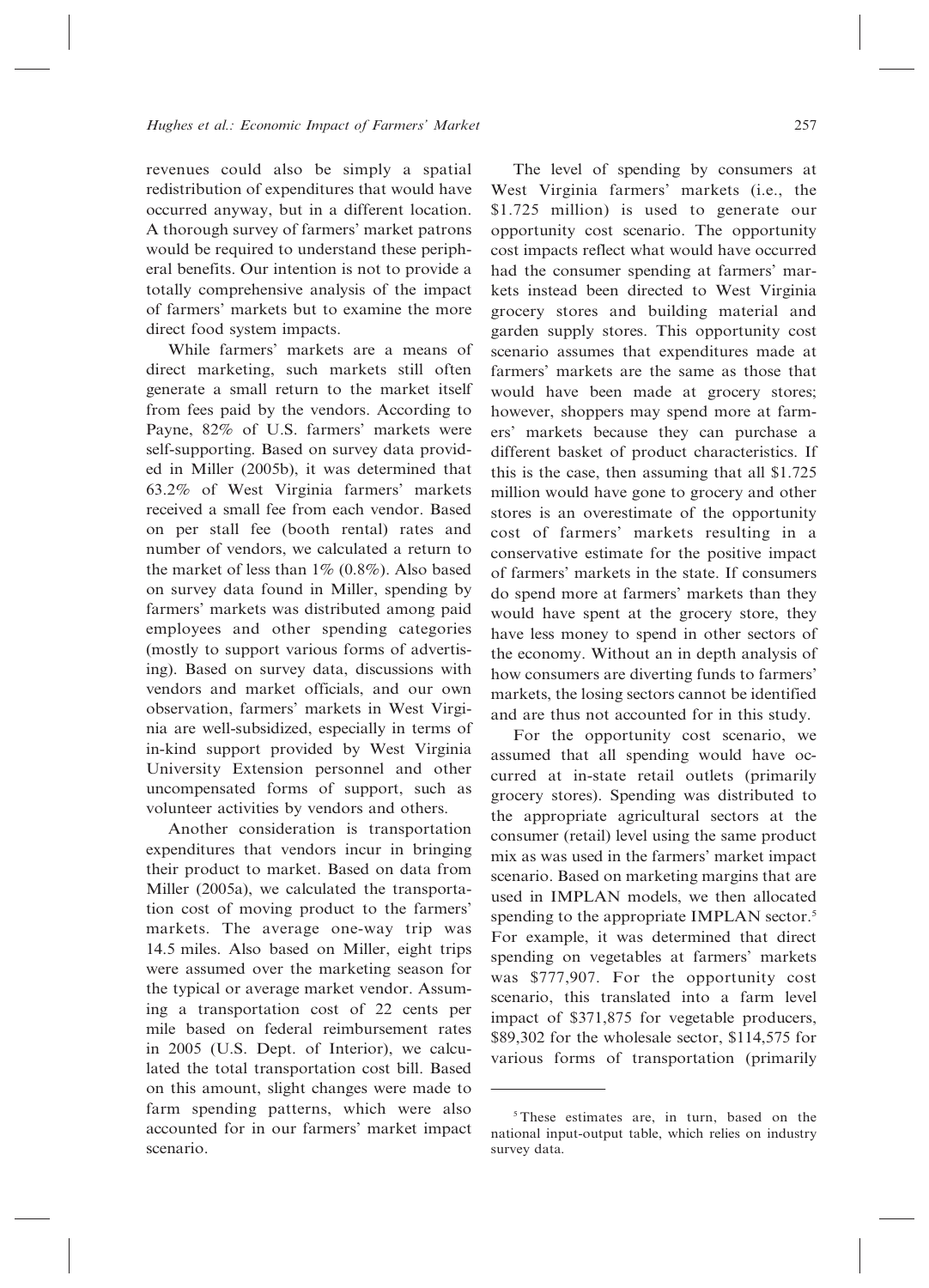revenues could also be simply a spatial redistribution of expenditures that would have occurred anyway, but in a different location. A thorough survey of farmers' market patrons would be required to understand these peripheral benefits. Our intention is not to provide a totally comprehensive analysis of the impact of farmers' markets but to examine the more direct food system impacts.

While farmers' markets are a means of direct marketing, such markets still often generate a small return to the market itself from fees paid by the vendors. According to Payne, 82% of U.S. farmers' markets were self-supporting. Based on survey data provided in Miller (2005b), it was determined that 63.2% of West Virginia farmers' markets received a small fee from each vendor. Based on per stall fee (booth rental) rates and number of vendors, we calculated a return to the market of less than 1% (0.8%). Also based on survey data found in Miller, spending by farmers' markets was distributed among paid employees and other spending categories (mostly to support various forms of advertising). Based on survey data, discussions with vendors and market officials, and our own observation, farmers' markets in West Virginia are well-subsidized, especially in terms of in-kind support provided by West Virginia University Extension personnel and other uncompensated forms of support, such as volunteer activities by vendors and others.

Another consideration is transportation expenditures that vendors incur in bringing their product to market. Based on data from Miller (2005a), we calculated the transportation cost of moving product to the farmers' markets. The average one-way trip was 14.5 miles. Also based on Miller, eight trips were assumed over the marketing season for the typical or average market vendor. Assuming a transportation cost of 22 cents per mile based on federal reimbursement rates in 2005 (U.S. Dept. of Interior), we calculated the total transportation cost bill. Based on this amount, slight changes were made to farm spending patterns, which were also accounted for in our farmers' market impact scenario.

The level of spending by consumers at West Virginia farmers' markets (i.e., the \$1.725 million) is used to generate our opportunity cost scenario. The opportunity cost impacts reflect what would have occurred had the consumer spending at farmers' markets instead been directed to West Virginia grocery stores and building material and garden supply stores. This opportunity cost scenario assumes that expenditures made at farmers' markets are the same as those that would have been made at grocery stores; however, shoppers may spend more at farmers' markets because they can purchase a different basket of product characteristics. If this is the case, then assuming that all \$1.725 million would have gone to grocery and other stores is an overestimate of the opportunity cost of farmers' markets resulting in a conservative estimate for the positive impact of farmers' markets in the state. If consumers do spend more at farmers' markets than they would have spent at the grocery store, they have less money to spend in other sectors of the economy. Without an in depth analysis of how consumers are diverting funds to farmers' markets, the losing sectors cannot be identified and are thus not accounted for in this study.

For the opportunity cost scenario, we assumed that all spending would have occurred at in-state retail outlets (primarily grocery stores). Spending was distributed to the appropriate agricultural sectors at the consumer (retail) level using the same product mix as was used in the farmers' market impact scenario. Based on marketing margins that are used in IMPLAN models, we then allocated spending to the appropriate IMPLAN sector.[5] For example, it was determined that direct spending on vegetables at farmers' markets was \$777,907. For the opportunity cost scenario, this translated into a farm level impact of \$371,875 for vegetable producers, \$89,302 for the wholesale sector, \$114,575 for various forms of transportation (primarily

[5] These estimates are, in turn, based on the national input-output table, which relies on industry survey data.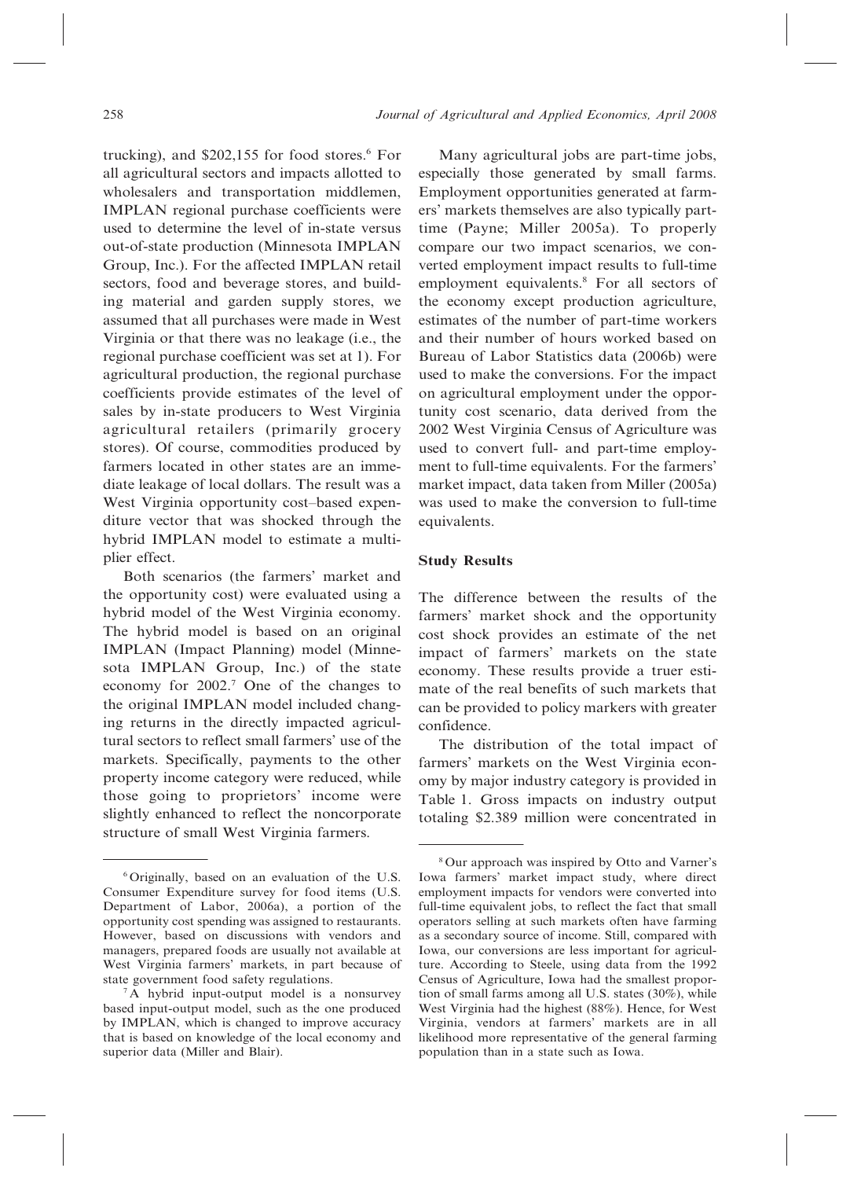trucking), and $202,155 for food stores.[6] For all agricultural sectors and impacts allotted to wholesalers and transportation middlemen, IMPLAN regional purchase coefficients were used to determine the level of in-state versus out-of-state production (Minnesota IMPLAN Group, Inc.). For the affected IMPLAN retail sectors, food and beverage stores, and building material and garden supply stores, we assumed that all purchases were made in West Virginia or that there was no leakage (i.e., the regional purchase coefficient was set at 1). For agricultural production, the regional purchase coefficients provide estimates of the level of sales by in-state producers to West Virginia agricultural retailers (primarily grocery stores). Of course, commodities produced by farmers located in other states are an immediate leakage of local dollars. The result was a West Virginia opportunity cost–based expenditure vector that was shocked through the hybrid IMPLAN model to estimate a multiplier effect.

Both scenarios (the farmers' market and the opportunity cost) were evaluated using a hybrid model of the West Virginia economy. The hybrid model is based on an original IMPLAN (Impact Planning) model (Minnesota IMPLAN Group, Inc.) of the state economy for 2002.[7] One of the changes to the original IMPLAN model included changing returns in the directly impacted agricultural sectors to reflect small farmers' use of the markets. Specifically, payments to the other property income category were reduced, while those going to proprietors' income were slightly enhanced to reflect the noncorporate structure of small West Virginia farmers.

Many agricultural jobs are part-time jobs, especially those generated by small farms. Employment opportunities generated at farmers' markets themselves are also typically part-time (Payne; Miller 2005a). To properly compare our two impact scenarios, we converted employment impact results to full-time employment equivalents.[8] For all sectors of the economy except production agriculture, estimates of the number of part-time workers and their number of hours worked based on Bureau of Labor Statistics data (2006b) were used to make the conversions. For the impact on agricultural employment under the opportunity cost scenario, data derived from the 2002 West Virginia Census of Agriculture was used to convert full- and part-time employment to full-time equivalents. For the farmers' market impact, data taken from Miller (2005a) was used to make the conversion to full-time equivalents.

## Study Results

The difference between the results of the farmers' market shock and the opportunity cost shock provides an estimate of the net impact of farmers' markets on the state economy. These results provide a truer estimate of the real benefits of such markets that can be provided to policy markers with greater confidence.

The distribution of the total impact of farmers' markets on the West Virginia economy by major industry category is provided in Table 1. Gross impacts on industry output totaling $2.389 million were concentrated in

---

[6] Originally, based on an evaluation of the U.S. Consumer Expenditure survey for food items (U.S. Department of Labor, 2006a), a portion of the opportunity cost spending was assigned to restaurants. However, based on discussions with vendors and managers, prepared foods are usually not available at West Virginia farmers' markets, in part because of state government food safety regulations.

[7] A hybrid input-output model is a nonsurvey based input-output model, such as the one produced by IMPLAN, which is changed to improve accuracy that is based on knowledge of the local economy and superior data (Miller and Blair).

[8] Our approach was inspired by Otto and Varner's Iowa farmers' market impact study, where direct employment impacts for vendors were converted into full-time equivalent jobs, to reflect the fact that small operators selling at such markets often have farming as a secondary source of income. Still, compared with Iowa, our conversions are less important for agriculture. According to Steele, using data from the 1992 Census of Agriculture, Iowa had the smallest proportion of small farms among all U.S. states (30%), while West Virginia had the highest (88%). Hence, for West Virginia, vendors at farmers' markets are in all likelihood more representative of the general farming population than in a state such as Iowa.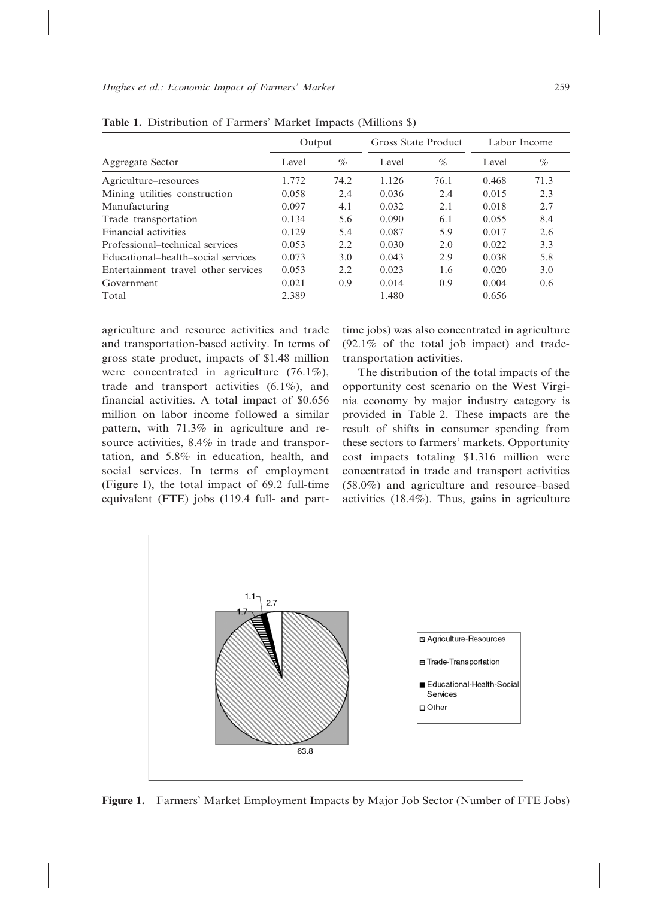**Table 1.** Distribution of Farmers' Market Impacts (Millions $)

| Aggregate Sector | Output | | Gross State Product | | Labor Income | |
|---|---|---|---|---|---|---|
| | Level | % | Level | % | Level | % |
| Agriculture–resources | 1.772 | 74.2 | 1.126 | 76.1 | 0.468 | 71.3 |
| Mining–utilities–construction | 0.058 | 2.4 | 0.036 | 2.4 | 0.015 | 2.3 |
| Manufacturing | 0.097 | 4.1 | 0.032 | 2.1 | 0.018 | 2.7 |
| Trade–transportation | 0.134 | 5.6 | 0.090 | 6.1 | 0.055 | 8.4 |
| Financial activities | 0.129 | 5.4 | 0.087 | 5.9 | 0.017 | 2.6 |
| Professional–technical services | 0.053 | 2.2 | 0.030 | 2.0 | 0.022 | 3.3 |
| Educational–health–social services | 0.073 | 3.0 | 0.043 | 2.9 | 0.038 | 5.8 |
| Entertainment–travel–other services | 0.053 | 2.2 | 0.023 | 1.6 | 0.020 | 3.0 |
| Government | 0.021 | 0.9 | 0.014 | 0.9 | 0.004 | 0.6 |
| Total | 2.389 | | 1.480 | | 0.656 | |

agriculture and resource activities and trade and transportation-based activity. In terms of gross state product, impacts of $1.48 million were concentrated in agriculture (76.1%), trade and transport activities (6.1%), and financial activities. A total impact of $0.656 million on labor income followed a similar pattern, with 71.3% in agriculture and resource activities, 8.4% in trade and transportation, and 5.8% in education, health, and social services. In terms of employment (Figure 1), the total impact of 69.2 full-time equivalent (FTE) jobs (119.4 full- and part-time jobs) was also concentrated in agriculture (92.1% of the total job impact) and trade-transportation activities.

The distribution of the total impacts of the opportunity cost scenario on the West Virginia economy by major industry category is provided in Table 2. These impacts are the result of shifts in consumer spending from these sectors to farmers' markets. Opportunity cost impacts totaling $1.316 million were concentrated in trade and transport activities (58.0%) and agriculture and resource–based activities (18.4%). Thus, gains in agriculture

**Figure 1.** Farmers' Market Employment Impacts by Major Job Sector (Number of FTE Jobs)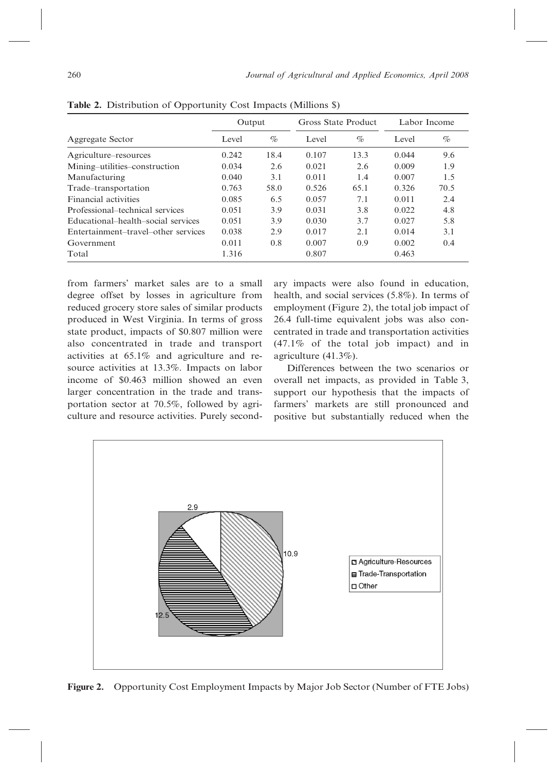**Table 2.** Distribution of Opportunity Cost Impacts (Millions $)

| Aggregate Sector | Output | | Gross State Product | | Labor Income | |
|---|---|---|---|---|---|---|
| | Level | % | Level | % | Level | % |
| Agriculture–resources | 0.242 | 18.4 | 0.107 | 13.3 | 0.044 | 9.6 |
| Mining–utilities–construction | 0.034 | 2.6 | 0.021 | 2.6 | 0.009 | 1.9 |
| Manufacturing | 0.040 | 3.1 | 0.011 | 1.4 | 0.007 | 1.5 |
| Trade–transportation | 0.763 | 58.0 | 0.526 | 65.1 | 0.326 | 70.5 |
| Financial activities | 0.085 | 6.5 | 0.057 | 7.1 | 0.011 | 2.4 |
| Professional–technical services | 0.051 | 3.9 | 0.031 | 3.8 | 0.022 | 4.8 |
| Educational–health–social services | 0.051 | 3.9 | 0.030 | 3.7 | 0.027 | 5.8 |
| Entertainment–travel–other services | 0.038 | 2.9 | 0.017 | 2.1 | 0.014 | 3.1 |
| Government | 0.011 | 0.8 | 0.007 | 0.9 | 0.002 | 0.4 |
| Total | 1.316 | | 0.807 | | 0.463 | |

from farmers' market sales are to a small degree offset by losses in agriculture from reduced grocery store sales of similar products produced in West Virginia. In terms of gross state product, impacts of $0.807 million were also concentrated in trade and transport activities at 65.1% and agriculture and resource activities at 13.3%. Impacts on labor income of $0.463 million showed an even larger concentration in the trade and transportation sector at 70.5%, followed by agriculture and resource activities. Purely secondary impacts were also found in education, health, and social services (5.8%). In terms of employment (Figure 2), the total job impact of 26.4 full-time equivalent jobs was also concentrated in trade and transportation activities (47.1% of the total job impact) and in agriculture (41.3%).

Differences between the two scenarios or overall net impacts, as provided in Table 3, support our hypothesis that the impacts of farmers' markets are still pronounced and positive but substantially reduced when the

**Figure 2.** Opportunity Cost Employment Impacts by Major Job Sector (Number of FTE Jobs)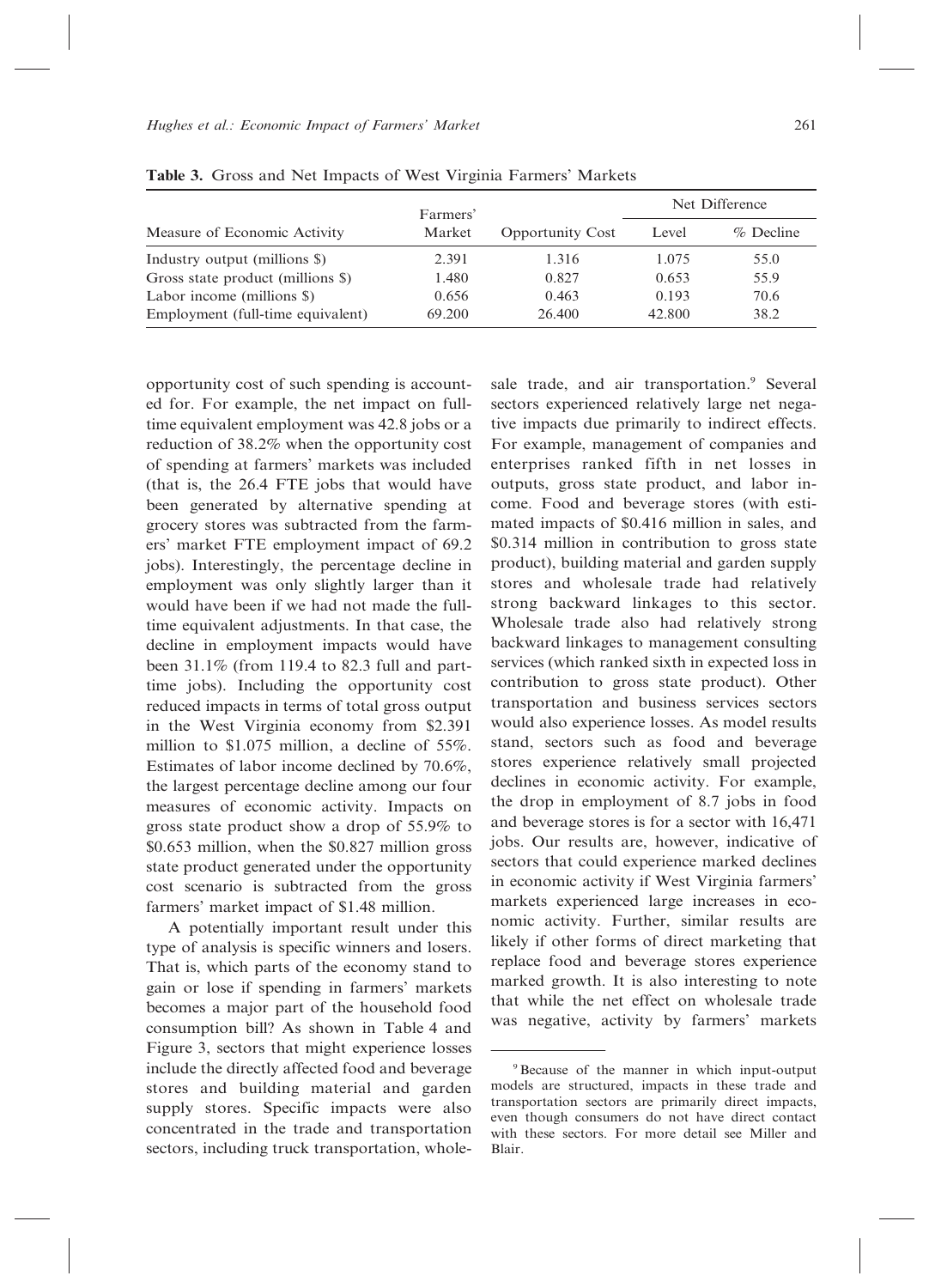**Table 3.** Gross and Net Impacts of West Virginia Farmers' Markets

| Measure of Economic Activity | Farmers' Market | Opportunity Cost | Net Difference | |
|---|---|---|---|---|
| | | | Level | % Decline |
| Industry output (millions $) | 2.391 | 1.316 | 1.075 | 55.0 |
| Gross state product (millions $) | 1.480 | 0.827 | 0.653 | 55.9 |
| Labor income (millions $) | 0.656 | 0.463 | 0.193 | 70.6 |
| Employment (full-time equivalent) | 69.200 | 26.400 | 42.800 | 38.2 |

opportunity cost of such spending is accounted for. For example, the net impact on full-time equivalent employment was 42.8 jobs or a reduction of 38.2% when the opportunity cost of spending at farmers' markets was included (that is, the 26.4 FTE jobs that would have been generated by alternative spending at grocery stores was subtracted from the farmers' market FTE employment impact of 69.2 jobs). Interestingly, the percentage decline in employment was only slightly larger than it would have been if we had not made the full-time equivalent adjustments. In that case, the decline in employment impacts would have been 31.1% (from 119.4 to 82.3 full and part-time jobs). Including the opportunity cost reduced impacts in terms of total gross output in the West Virginia economy from $2.391 million to $1.075 million, a decline of 55%. Estimates of labor income declined by 70.6%, the largest percentage decline among our four measures of economic activity. Impacts on gross state product show a drop of 55.9% to $0.653 million, when the $0.827 million gross state product generated under the opportunity cost scenario is subtracted from the gross farmers' market impact of $1.48 million.

A potentially important result under this type of analysis is specific winners and losers. That is, which parts of the economy stand to gain or lose if spending in farmers' markets becomes a major part of the household food consumption bill? As shown in Table 4 and Figure 3, sectors that might experience losses include the directly affected food and beverage stores and building material and garden supply stores. Specific impacts were also concentrated in the trade and transportation sectors, including truck transportation, wholesale trade, and air transportation.[9] Several sectors experienced relatively large net negative impacts due primarily to indirect effects. For example, management of companies and enterprises ranked fifth in net losses in outputs, gross state product, and labor income. Food and beverage stores (with estimated impacts of $0.416 million in sales, and $0.314 million in contribution to gross state product), building material and garden supply stores and wholesale trade had relatively strong backward linkages to this sector. Wholesale trade also had relatively strong backward linkages to management consulting services (which ranked sixth in expected loss in contribution to gross state product). Other transportation and business services sectors would also experience losses. As model results stand, sectors such as food and beverage stores experience relatively small projected declines in economic activity. For example, the drop in employment of 8.7 jobs in food and beverage stores is for a sector with 16,471 jobs. Our results are, however, indicative of sectors that could experience marked declines in economic activity if West Virginia farmers' markets experienced large increases in economic activity. Further, similar results are likely if other forms of direct marketing that replace food and beverage stores experience marked growth. It is also interesting to note that while the net effect on wholesale trade was negative, activity by farmers' markets

[9] Because of the manner in which input-output models are structured, impacts in these trade and transportation sectors are primarily direct impacts, even though consumers do not have direct contact with these sectors. For more detail see Miller and Blair.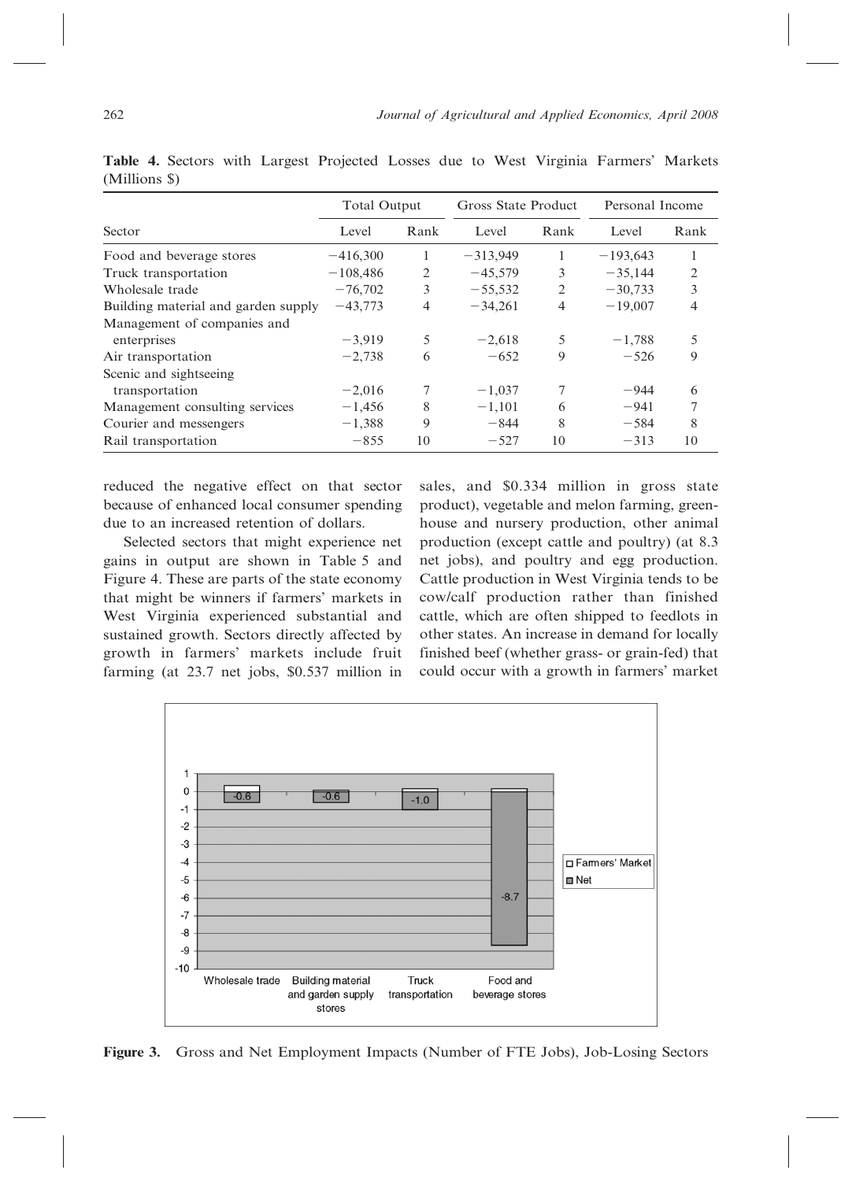**Table 4.** Sectors with Largest Projected Losses due to West Virginia Farmers' Markets (Millions $)

| | Total Output | | Gross State Product | | Personal Income | |
|---|---|---|---|---|---|---|
| Sector | Level | Rank | Level | Rank | Level | Rank |
| Food and beverage stores | −416,300 | 1 | −313,949 | 1 | −193,643 | 1 |
| Truck transportation | −108,486 | 2 | −45,579 | 3 | −35,144 | 2 |
| Wholesale trade | −76,702 | 3 | −55,532 | 2 | −30,733 | 3 |
| Building material and garden supply | −43,773 | 4 | −34,261 | 4 | −19,007 | 4 |
| Management of companies and enterprises | −3,919 | 5 | −2,618 | 5 | −1,788 | 5 |
| Air transportation | −2,738 | 6 | −652 | 9 | −526 | 9 |
| Scenic and sightseeing transportation | −2,016 | 7 | −1,037 | 7 | −944 | 6 |
| Management consulting services | −1,456 | 8 | −1,101 | 6 | −941 | 7 |
| Courier and messengers | −1,388 | 9 | −844 | 8 | −584 | 8 |
| Rail transportation | −855 | 10 | −527 | 10 | −313 | 10 |

reduced the negative effect on that sector because of enhanced local consumer spending due to an increased retention of dollars.

Selected sectors that might experience net gains in output are shown in Table 5 and Figure 4. These are parts of the state economy that might be winners if farmers' markets in West Virginia experienced substantial and sustained growth. Sectors directly affected by growth in farmers' markets include fruit farming (at 23.7 net jobs, $0.537 million in sales, and $0.334 million in gross state product), vegetable and melon farming, greenhouse and nursery production, other animal production (except cattle and poultry) (at 8.3 net jobs), and poultry and egg production. Cattle production in West Virginia tends to be cow/calf production rather than finished cattle, which are often shipped to feedlots in other states. An increase in demand for locally finished beef (whether grass- or grain-fed) that could occur with a growth in farmers' market

**Figure 3.** Gross and Net Employment Impacts (Number of FTE Jobs), Job-Losing Sectors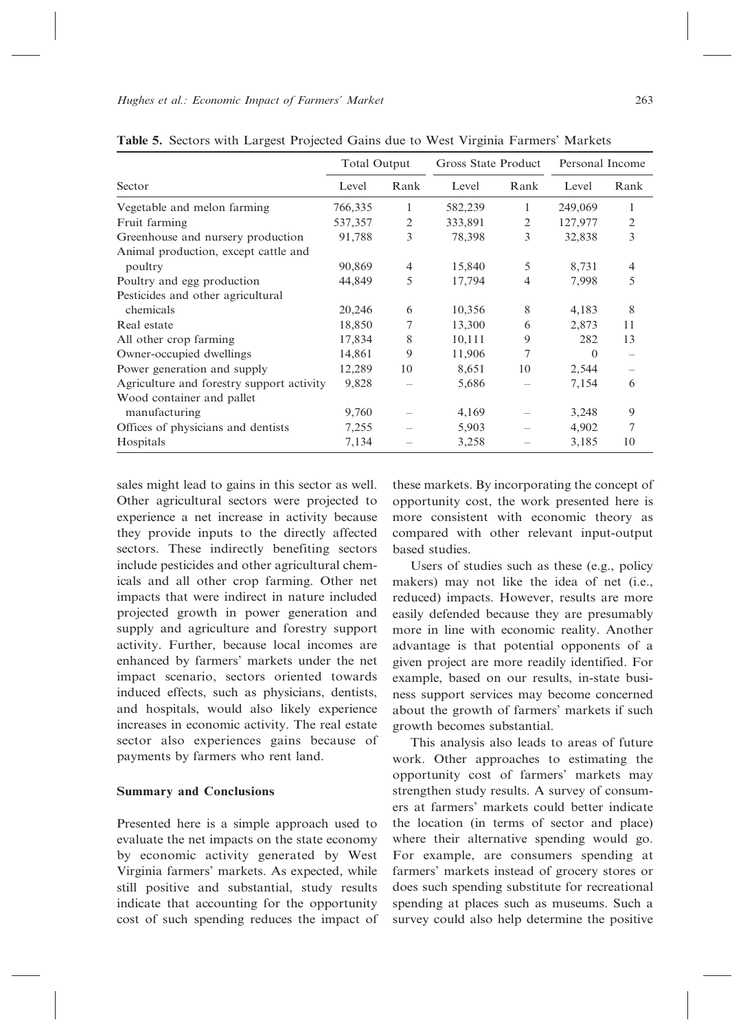**Table 5.** Sectors with Largest Projected Gains due to West Virginia Farmers' Markets

| Sector | Total Output | | Gross State Product | | Personal Income | |
|---|---|---|---|---|---|---|
| | Level | Rank | Level | Rank | Level | Rank |
| Vegetable and melon farming | 766,335 | 1 | 582,239 | 1 | 249,069 | 1 |
| Fruit farming | 537,357 | 2 | 333,891 | 2 | 127,977 | 2 |
| Greenhouse and nursery production | 91,788 | 3 | 78,398 | 3 | 32,838 | 3 |
| Animal production, except cattle and poultry | 90,869 | 4 | 15,840 | 5 | 8,731 | 4 |
| Poultry and egg production | 44,849 | 5 | 17,794 | 4 | 7,998 | 5 |
| Pesticides and other agricultural chemicals | 20,246 | 6 | 10,356 | 8 | 4,183 | 8 |
| Real estate | 18,850 | 7 | 13,300 | 6 | 2,873 | 11 |
| All other crop farming | 17,834 | 8 | 10,111 | 9 | 282 | 13 |
| Owner-occupied dwellings | 14,861 | 9 | 11,906 | 7 | 0 | – |
| Power generation and supply | 12,289 | 10 | 8,651 | 10 | 2,544 | – |
| Agriculture and forestry support activity | 9,828 | – | 5,686 | – | 7,154 | 6 |
| Wood container and pallet manufacturing | 9,760 | – | 4,169 | – | 3,248 | 9 |
| Offices of physicians and dentists | 7,255 | – | 5,903 | – | 4,902 | 7 |
| Hospitals | 7,134 | – | 3,258 | – | 3,185 | 10 |

sales might lead to gains in this sector as well. Other agricultural sectors were projected to experience a net increase in activity because they provide inputs to the directly affected sectors. These indirectly benefiting sectors include pesticides and other agricultural chemicals and all other crop farming. Other net impacts that were indirect in nature included projected growth in power generation and supply and agriculture and forestry support activity. Further, because local incomes are enhanced by farmers' markets under the net impact scenario, sectors oriented towards induced effects, such as physicians, dentists, and hospitals, would also likely experience increases in economic activity. The real estate sector also experiences gains because of payments by farmers who rent land.

## Summary and Conclusions

Presented here is a simple approach used to evaluate the net impacts on the state economy by economic activity generated by West Virginia farmers' markets. As expected, while still positive and substantial, study results indicate that accounting for the opportunity cost of such spending reduces the impact of these markets. By incorporating the concept of opportunity cost, the work presented here is more consistent with economic theory as compared with other relevant input-output based studies.

Users of studies such as these (e.g., policy makers) may not like the idea of net (i.e., reduced) impacts. However, results are more easily defended because they are presumably more in line with economic reality. Another advantage is that potential opponents of a given project are more readily identified. For example, based on our results, in-state business support services may become concerned about the growth of farmers' markets if such growth becomes substantial.

This analysis also leads to areas of future work. Other approaches to estimating the opportunity cost of farmers' markets may strengthen study results. A survey of consumers at farmers' markets could better indicate the location (in terms of sector and place) where their alternative spending would go. For example, are consumers spending at farmers' markets instead of grocery stores or does such spending substitute for recreational spending at places such as museums. Such a survey could also help determine the positive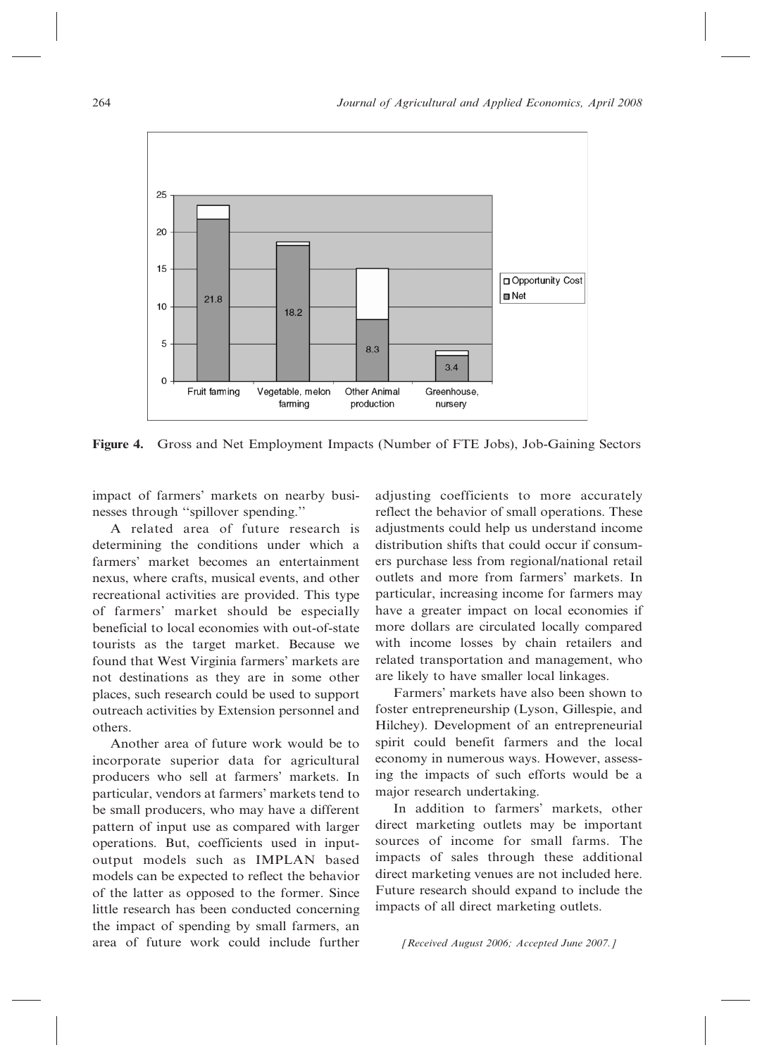**Figure 4.** Gross and Net Employment Impacts (Number of FTE Jobs), Job-Gaining Sectors

impact of farmers' markets on nearby businesses through ''spillover spending.''

A related area of future research is determining the conditions under which a farmers' market becomes an entertainment nexus, where crafts, musical events, and other recreational activities are provided. This type of farmers' market should be especially beneficial to local economies with out-of-state tourists as the target market. Because we found that West Virginia farmers' markets are not destinations as they are in some other places, such research could be used to support outreach activities by Extension personnel and others.

Another area of future work would be to incorporate superior data for agricultural producers who sell at farmers' markets. In particular, vendors at farmers' markets tend to be small producers, who may have a different pattern of input use as compared with larger operations. But, coefficients used in input-output models such as IMPLAN based models can be expected to reflect the behavior of the latter as opposed to the former. Since little research has been conducted concerning the impact of spending by small farmers, an area of future work could include further adjusting coefficients to more accurately reflect the behavior of small operations. These adjustments could help us understand income distribution shifts that could occur if consumers purchase less from regional/national retail outlets and more from farmers' markets. In particular, increasing income for farmers may have a greater impact on local economies if more dollars are circulated locally compared with income losses by chain retailers and related transportation and management, who are likely to have smaller local linkages.

Farmers' markets have also been shown to foster entrepreneurship (Lyson, Gillespie, and Hilchey). Development of an entrepreneurial spirit could benefit farmers and the local economy in numerous ways. However, assessing the impacts of such efforts would be a major research undertaking.

In addition to farmers' markets, other direct marketing outlets may be important sources of income for small farms. The impacts of sales through these additional direct marketing venues are not included here. Future research should expand to include the impacts of all direct marketing outlets.

*[Received August 2006; Accepted June 2007.]*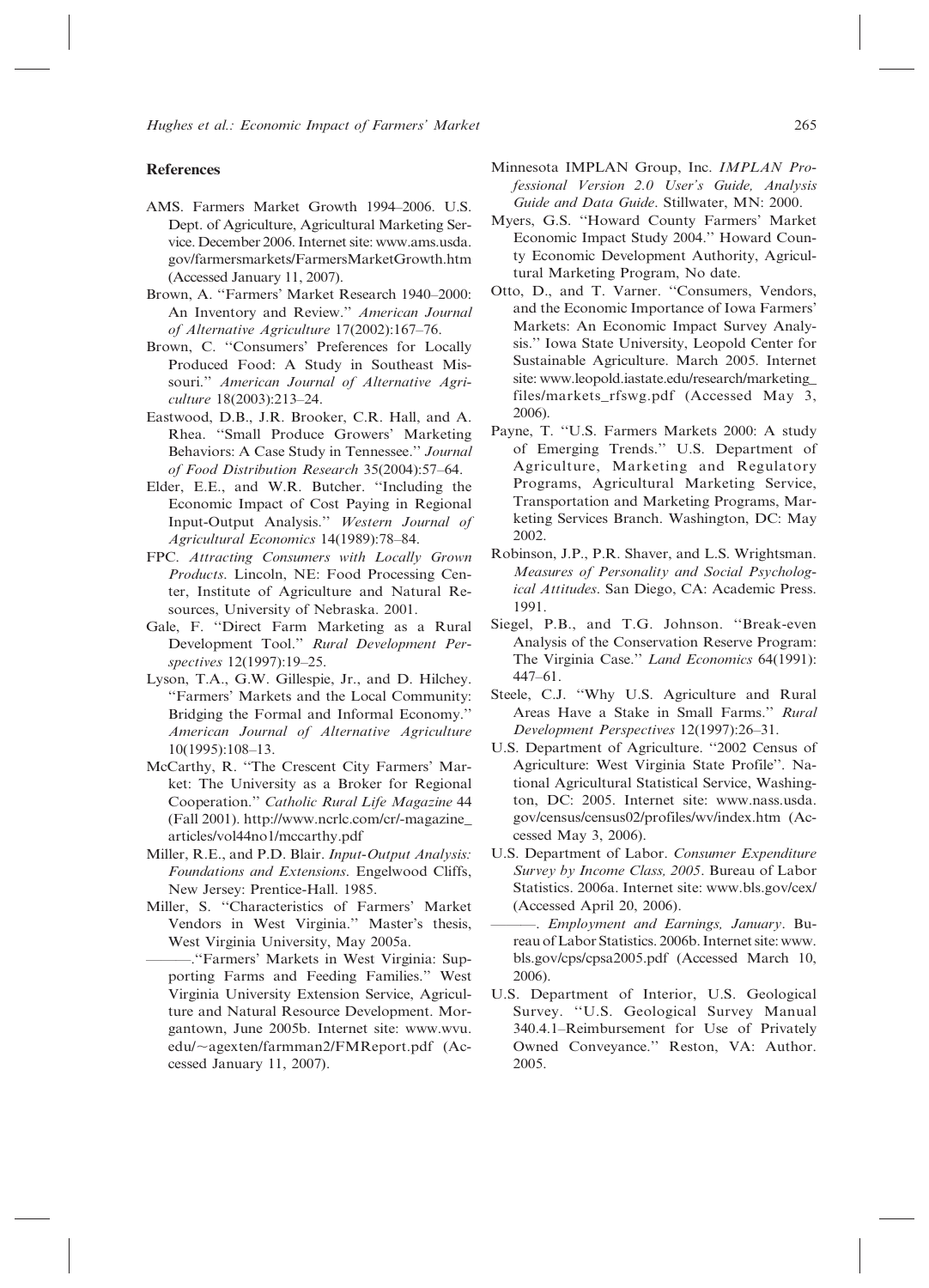## References

AMS. Farmers Market Growth 1994–2006. U.S. Dept. of Agriculture, Agricultural Marketing Service. December 2006. Internet site: www.ams.usda.gov/farmersmarkets/FarmersMarketGrowth.htm (Accessed January 11, 2007).

Brown, A. ''Farmers' Market Research 1940–2000: An Inventory and Review.'' *American Journal of Alternative Agriculture* 17(2002):167–76.

Brown, C. ''Consumers' Preferences for Locally Produced Food: A Study in Southeast Missouri.'' *American Journal of Alternative Agriculture* 18(2003):213–24.

Eastwood, D.B., J.R. Brooker, C.R. Hall, and A. Rhea. ''Small Produce Growers' Marketing Behaviors: A Case Study in Tennessee.'' *Journal of Food Distribution Research* 35(2004):57–64.

Elder, E.E., and W.R. Butcher. ''Including the Economic Impact of Cost Paying in Regional Input-Output Analysis.'' *Western Journal of Agricultural Economics* 14(1989):78–84.

FPC. *Attracting Consumers with Locally Grown Products*. Lincoln, NE: Food Processing Center, Institute of Agriculture and Natural Resources, University of Nebraska. 2001.

Gale, F. ''Direct Farm Marketing as a Rural Development Tool.'' *Rural Development Perspectives* 12(1997):19–25.

Lyson, T.A., G.W. Gillespie, Jr., and D. Hilchey. ''Farmers' Markets and the Local Community: Bridging the Formal and Informal Economy.'' *American Journal of Alternative Agriculture* 10(1995):108–13.

McCarthy, R. ''The Crescent City Farmers' Market: The University as a Broker for Regional Cooperation.'' *Catholic Rural Life Magazine* 44 (Fall 2001). http://www.ncrlc.com/cr/-magazine_articles/vol44no1/mccarthy.pdf

Miller, R.E., and P.D. Blair. *Input-Output Analysis: Foundations and Extensions*. Engelwood Cliffs, New Jersey: Prentice-Hall. 1985.

Miller, S. ''Characteristics of Farmers' Market Vendors in West Virginia.'' Master's thesis, West Virginia University, May 2005a.

———.''Farmers' Markets in West Virginia: Supporting Farms and Feeding Families.'' West Virginia University Extension Service, Agriculture and Natural Resource Development. Morgantown, June 2005b. Internet site: www.wvu.edu/~agexten/farmman2/FMReport.pdf (Accessed January 11, 2007).

Minnesota IMPLAN Group, Inc. *IMPLAN Professional Version 2.0 User's Guide, Analysis Guide and Data Guide*. Stillwater, MN: 2000.

Myers, G.S. ''Howard County Farmers' Market Economic Impact Study 2004.'' Howard County Economic Development Authority, Agricultural Marketing Program, No date.

Otto, D., and T. Varner. ''Consumers, Vendors, and the Economic Importance of Iowa Farmers' Markets: An Economic Impact Survey Analysis.'' Iowa State University, Leopold Center for Sustainable Agriculture. March 2005. Internet site: www.leopold.iastate.edu/research/marketing_files/markets_rfswg.pdf (Accessed May 3, 2006).

Payne, T. ''U.S. Farmers Markets 2000: A study of Emerging Trends.'' U.S. Department of Agriculture, Marketing and Regulatory Programs, Agricultural Marketing Service, Transportation and Marketing Programs, Marketing Services Branch. Washington, DC: May 2002.

Robinson, J.P., P.R. Shaver, and L.S. Wrightsman. *Measures of Personality and Social Psychological Attitudes*. San Diego, CA: Academic Press. 1991.

Siegel, P.B., and T.G. Johnson. ''Break-even Analysis of the Conservation Reserve Program: The Virginia Case.'' *Land Economics* 64(1991): 447–61.

Steele, C.J. ''Why U.S. Agriculture and Rural Areas Have a Stake in Small Farms.'' *Rural Development Perspectives* 12(1997):26–31.

U.S. Department of Agriculture. ''2002 Census of Agriculture: West Virginia State Profile''. National Agricultural Statistical Service, Washington, DC: 2005. Internet site: www.nass.usda.gov/census/census02/profiles/wv/index.htm (Accessed May 3, 2006).

U.S. Department of Labor. *Consumer Expenditure Survey by Income Class, 2005*. Bureau of Labor Statistics. 2006a. Internet site: www.bls.gov/cex/ (Accessed April 20, 2006).

———. *Employment and Earnings, January*. Bureau of Labor Statistics. 2006b. Internet site: www.bls.gov/cps/cpsa2005.pdf (Accessed March 10, 2006).

U.S. Department of Interior, U.S. Geological Survey. ''U.S. Geological Survey Manual 340.4.1–Reimbursement for Use of Privately Owned Conveyance.'' Reston, VA: Author. 2005.